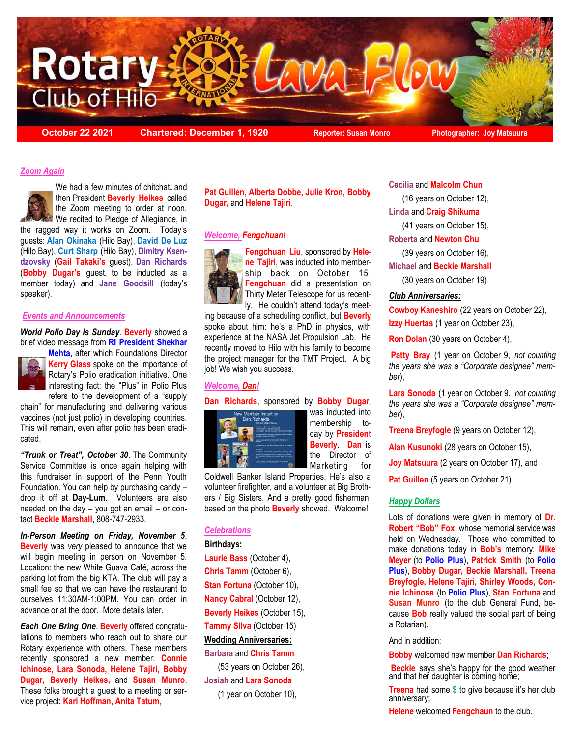# Rotary Club of Hilo — Lava Flow

**October 22 2021** | **Chartered: December 1, 1920** | **Reporter: Susan Monro** | **Photographer: Joy Matsuura**

## *Zoom Again*

We had a few minutes of chitchat and then President **Beverly Heikes** called the Zoom meeting to order at noon. We recited to Pledge of Allegiance, in the ragged way it works on Zoom. Today's guests: **Alan Okinaka** (Hilo Bay), **David De Luz** (Hilo Bay), **Curt Sharp** (Hilo Bay), **Dimitry Ksendzovsky** (**Gail Takaki's** guest), **Dan Richards** (**Bobby Dugar's** guest, to be inducted as a member today) and **Jane Goodsill** (today's speaker).

## *Events and Announcements*

***World Polio Day is Sunday***. **Beverly** showed a brief video message from **RI President Shekhar Mehta**, after which Foundations Director **Kerry Glass** spoke on the importance of Rotary's Polio eradication initiative. One interesting fact: the "Plus" in Polio Plus refers to the development of a "supply chain" for manufacturing and delivering various vaccines (not just polio) in developing countries. This will remain, even after polio has been eradicated.

***"Trunk or Treat", October 30***. The Community Service Committee is once again helping with this fundraiser in support of the Penn Youth Foundation. You can help by purchasing candy – drop it off at **Day-Lum**. Volunteers are also needed on the day – you got an email – or contact **Beckie Marshall**, 808-747-2933.

***In-Person Meeting on Friday, November 5***. **Beverly** was *very* pleased to announce that we will begin meeting in person on November 5. Location: the new White Guava Café, across the parking lot from the big KTA. The club will pay a small fee so that we can have the restaurant to ourselves 11:30AM-1:00PM. You can order in advance or at the door. More details later.

***Each One Bring One***. **Beverly** offered congratulations to members who reach out to share our Rotary experience with others. These members recently sponsored a new member: **Connie Ichinose, Lara Sonoda, Helene Tajiri, Bobby Dugar, Beverly Heikes,** and **Susan Munro**. These folks brought a guest to a meeting or service project: **Kari Hoffman, Anita Tatum, Pat Guillen, Alberta Dobbe, Julie Kron, Bobby Dugar,** and **Helene Tajiri**.

## *Welcome, Fengchuan!*

**Fengchuan Liu**, sponsored by **Helene Tajiri**, was inducted into membership back on October 15. **Fengchuan** did a presentation on Thirty Meter Telescope for us recently. He couldn't attend today's meeting because of a scheduling conflict, but **Beverly** spoke about him: he's a PhD in physics, with experience at the NASA Jet Propulsion Lab. He recently moved to Hilo with his family to become the project manager for the TMT Project. A big job! We wish you success.

## *Welcome, Dan!*

**Dan Richards**, sponsored by **Bobby Dugar**, was inducted into membership today by **President Beverly**. **Dan** is the Director of Marketing for Coldwell Banker Island Properties. He's also a volunteer firefighter, and a volunteer at Big Brothers / Big Sisters. And a pretty good fisherman, based on the photo **Beverly** showed. Welcome!

## *Celebrations*

**Birthdays:**

- **Laurie Bass** (October 4),
- **Chris Tamm** (October 6),
- **Stan Fortuna** (October 10),
- **Nancy Cabral** (October 12),
- **Beverly Heikes** (October 15),
- **Tammy Silva** (October 15)

**Wedding Anniversaries:**

- **Barbara** and **Chris Tamm** (53 years on October 26),
- **Josiah** and **Lara Sonoda** (1 year on October 10),
- **Cecilia** and **Malcolm Chun** (16 years on October 12),
- **Linda** and **Craig Shikuma** (41 years on October 15),
- **Roberta** and **Newton Chu** (39 years on October 16),
- **Michael** and **Beckie Marshall** (30 years on October 19)

***Club Anniversaries:***

- **Cowboy Kaneshiro** (22 years on October 22),
- **Izzy Huertas** (1 year on October 23),
- **Ron Dolan** (30 years on October 4),
- **Patty Bray** (1 year on October 9, *not counting the years she was a "Corporate designee" member*),
- **Lara Sonoda** (1 year on October 9, *not counting the years she was a "Corporate designee" member*),
- **Treena Breyfogle** (9 years on October 12),
- **Alan Kusunoki** (28 years on October 15),
- **Joy Matsuura** (2 years on October 17), and
- **Pat Guillen** (5 years on October 21).

## *Happy Dollars*

Lots of donations were given in memory of **Dr. Robert "Bob" Fox**, whose memorial service was held on Wednesday. Those who committed to make donations today in **Bob's** memory: **Mike Meyer** (to **Polio Plus**), **Patrick Smith** (to **Polio Plus**), **Bobby Dugar, Beckie Marshall, Treena Breyfogle, Helene Tajiri, Shirley Woods, Connie Ichinose** (to **Polio Plus**), **Stan Fortuna** and **Susan Munro** (to the club General Fund, because **Bob** really valued the social part of being a Rotarian).

And in addition:

**Bobby** welcomed new member **Dan Richards**;

**Beckie** says she's happy for the good weather and that her daughter is coming home;

**Treena** had some **$** to give because it's her club anniversary;

**Helene** welcomed **Fengchaun** to the club.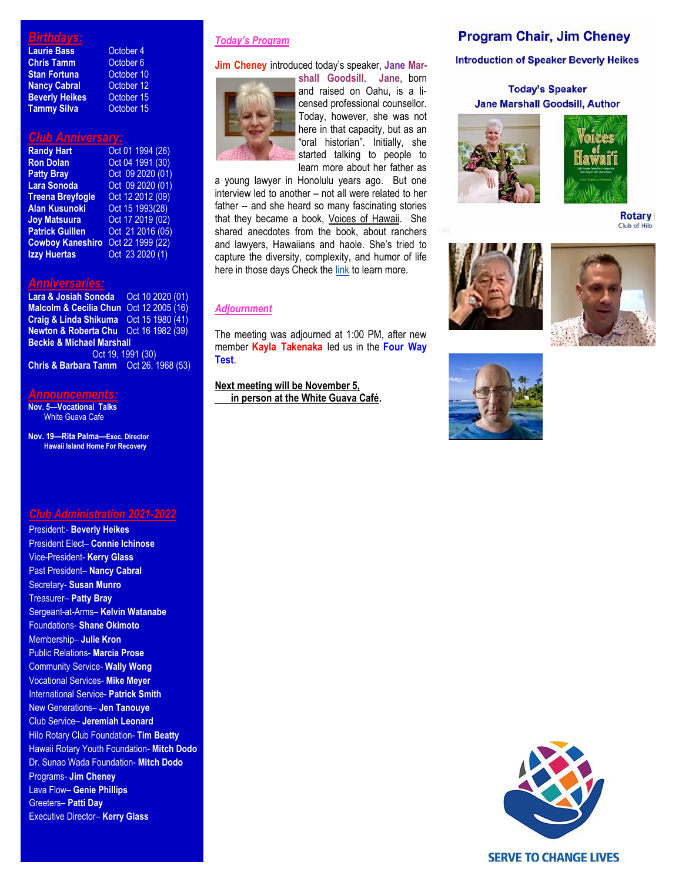## Birthdays:

| | |
|---|---|
| **Laurie Bass** | October 4 |
| **Chris Tamm** | October 6 |
| **Stan Fortuna** | October 10 |
| **Nancy Cabral** | October 12 |
| **Beverly Heikes** | October 15 |
| **Tammy Silva** | October 15 |

## Club Anniversary:

| | |
|---|---|
| **Randy Hart** | Oct 01 1994 (26) |
| **Ron Dolan** | Oct 04 1991 (30) |
| **Patty Bray** | Oct 09 2020 (01) |
| **Lara Sonoda** | Oct 09 2020 (01) |
| **Treena Breyfogle** | Oct 12 2012 (09) |
| **Alan Kusunoki** | Oct 15 1993(28) |
| **Joy Matsuura** | Oct 17 2019 (02) |
| **Patrick Guillen** | Oct 21 2016 (05) |
| **Cowboy Kaneshiro** | Oct 22 1999 (22) |
| **Izzy Huertas** | Oct 23 2020 (1) |

## Anniversaries:

| | |
|---|---|
| **Lara & Josiah Sonoda** | Oct 10 2020 (01) |
| **Malcolm & Cecilia Chun** | Oct 12 2005 (16) |
| **Craig & Linda Shikuma** | Oct 15 1980 (41) |
| **Newton & Roberta Chu** | Oct 16 1982 (39) |
| **Beckie & Michael Marshall** | Oct 19, 1991 (30) |
| **Chris & Barbara Tamm** | Oct 26, 1968 (53) |

## Announcements:

**Nov. 5—Vocational Talks**
White Guava Cafe

**Nov. 19—Rita Palma—Exec. Director**
**Hawaii Island Home For Recovery**

## Club Administration 2021-2022

President:- **Beverly Heikes**
President Elect– **Connie Ichinose**
Vice-President- **Kerry Glass**
Past President– **Nancy Cabral**
Secretary- **Susan Munro**
Treasurer– **Patty Bray**
Sergeant-at-Arms– **Kelvin Watanabe**
Foundations- **Shane Okimoto**
Membership– **Julie Kron**
Public Relations- **Marcia Prose**
Community Service- **Wally Wong**
Vocational Services- **Mike Meyer**
International Service- **Patrick Smith**
New Generations– **Jen Tanouye**
Club Service– **Jeremiah Leonard**
Hilo Rotary Club Foundation- **Tim Beatty**
Hawaii Rotary Youth Foundation- **Mitch Dodo**
Dr. Sunao Wada Foundation- **Mitch Dodo**
Programs- **Jim Cheney**
Lava Flow– **Genie Phillips**
Greeters– **Patti Day**
Executive Director– **Kerry Glass**

## Today's Program

**Jim Cheney** introduced today's speaker, **Jane Marshall Goodsill**. **Jane**, born and raised on Oahu, is a licensed professional counsellor. Today, however, she was not here in that capacity, but as an "oral historian". Initially, she started talking to people to learn more about her father as a young lawyer in Honolulu years ago. But one interview led to another – not all were related to her father -- and she heard so many fascinating stories that they became a book, Voices of Hawaii. She shared anecdotes from the book, about ranchers and lawyers, Hawaiians and haole. She's tried to capture the diversity, complexity, and humor of life here in those days Check the link to learn more.

## Adjournment

The meeting was adjourned at 1:00 PM, after new member **Kayla Takenaka** led us in the **Four Way Test**.

**Next meeting will be November 5, in person at the White Guava Café.**

**Program Chair, Jim Cheney**

**Introduction of Speaker Beverly Heikes**

**Today's Speaker**
**Jane Marshall Goodsill, Author**

Rotary Club of Hilo

SERVE TO CHANGE LIVES